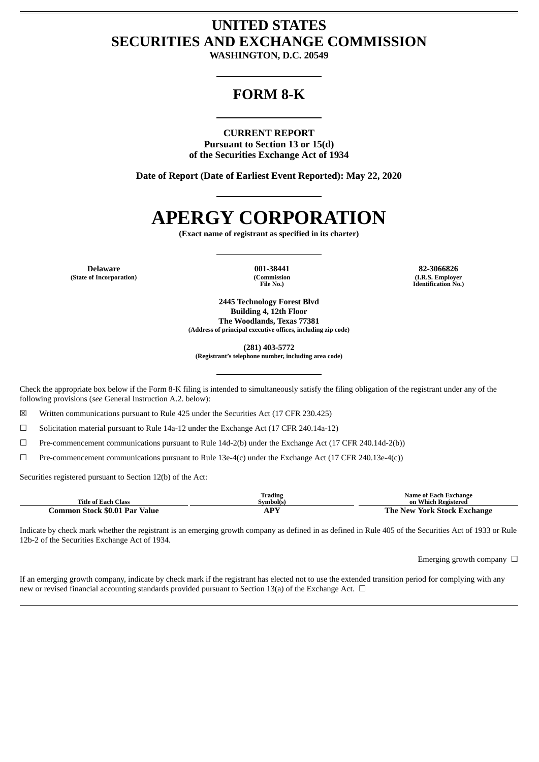# UNITED STATES
# SECURITIES AND EXCHANGE COMMISSION

**WASHINGTON, D.C. 20549**

## FORM 8-K

**CURRENT REPORT**
**Pursuant to Section 13 or 15(d)**
**of the Securities Exchange Act of 1934**

**Date of Report (Date of Earliest Event Reported): May 22, 2020**

# APERGY CORPORATION

**(Exact name of registrant as specified in its charter)**

| **Delaware** | **001-38441** | **82-3066826** |
|---|---|---|
| (State of Incorporation) | (Commission File No.) | (I.R.S. Employer Identification No.) |

**2445 Technology Forest Blvd**
**Building 4, 12th Floor**
**The Woodlands, Texas 77381**
**(Address of principal executive offices, including zip code)**

**(281) 403-5772**
**(Registrant's telephone number, including area code)**

Check the appropriate box below if the Form 8-K filing is intended to simultaneously satisfy the filing obligation of the registrant under any of the following provisions (*see* General Instruction A.2. below):

☒ Written communications pursuant to Rule 425 under the Securities Act (17 CFR 230.425)

☐ Solicitation material pursuant to Rule 14a-12 under the Exchange Act (17 CFR 240.14a-12)

☐ Pre-commencement communications pursuant to Rule 14d-2(b) under the Exchange Act (17 CFR 240.14d-2(b))

☐ Pre-commencement communications pursuant to Rule 13e-4(c) under the Exchange Act (17 CFR 240.13e-4(c))

Securities registered pursuant to Section 12(b) of the Act:

| Title of Each Class | Trading Symbol(s) | Name of Each Exchange on Which Registered |
|---|---|---|
| **Common Stock $0.01 Par Value** | **APY** | **The New York Stock Exchange** |

Indicate by check mark whether the registrant is an emerging growth company as defined in as defined in Rule 405 of the Securities Act of 1933 or Rule 12b-2 of the Securities Exchange Act of 1934.

Emerging growth company ☐

If an emerging growth company, indicate by check mark if the registrant has elected not to use the extended transition period for complying with any new or revised financial accounting standards provided pursuant to Section 13(a) of the Exchange Act. ☐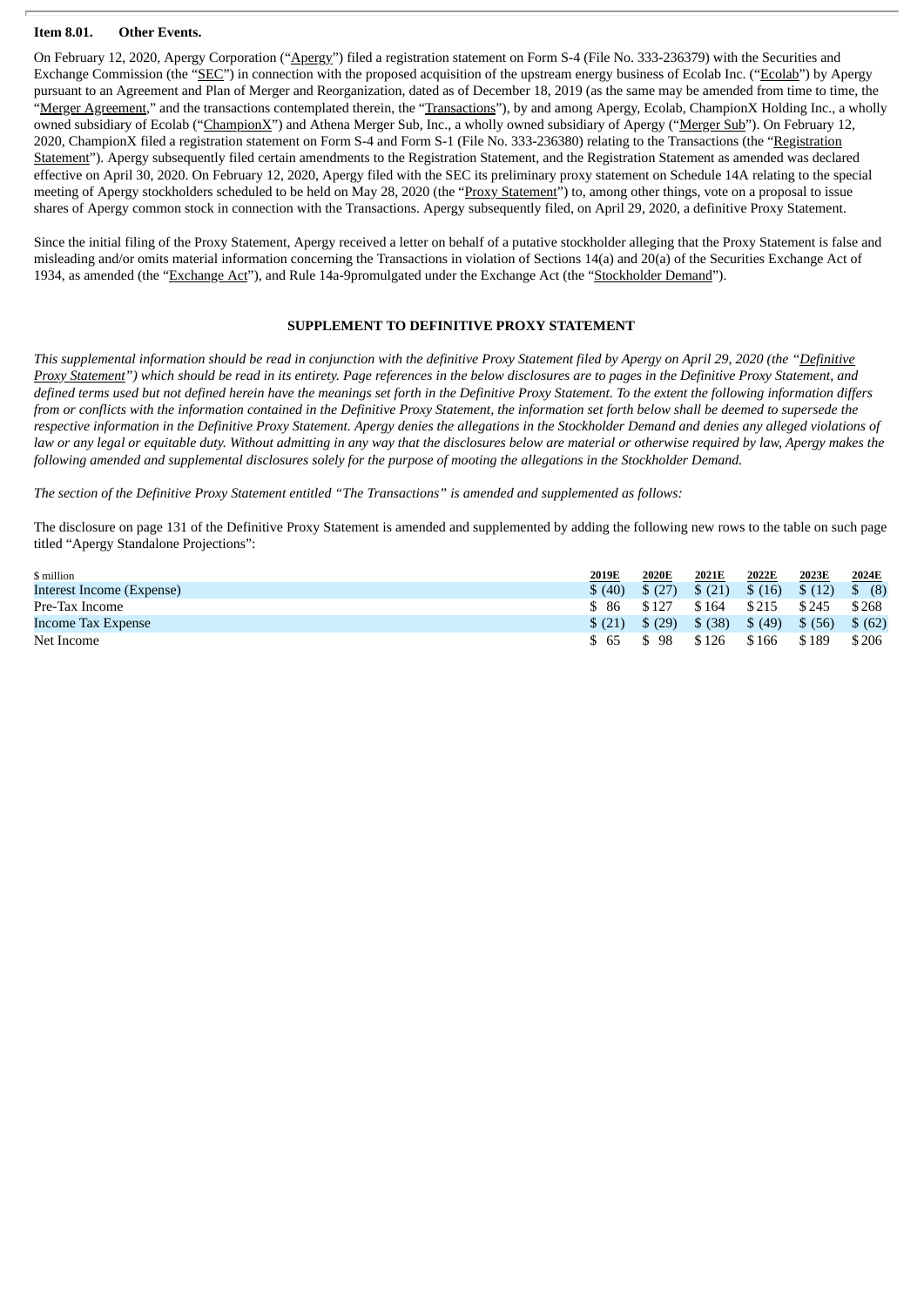**Item 8.01. Other Events.**

On February 12, 2020, Apergy Corporation ("Apergy") filed a registration statement on Form S-4 (File No. 333-236379) with the Securities and Exchange Commission (the "SEC") in connection with the proposed acquisition of the upstream energy business of Ecolab Inc. ("Ecolab") by Apergy pursuant to an Agreement and Plan of Merger and Reorganization, dated as of December 18, 2019 (as the same may be amended from time to time, the "Merger Agreement," and the transactions contemplated therein, the "Transactions"), by and among Apergy, Ecolab, ChampionX Holding Inc., a wholly owned subsidiary of Ecolab ("ChampionX") and Athena Merger Sub, Inc., a wholly owned subsidiary of Apergy ("Merger Sub"). On February 12, 2020, ChampionX filed a registration statement on Form S-4 and Form S-1 (File No. 333-236380) relating to the Transactions (the "Registration Statement"). Apergy subsequently filed certain amendments to the Registration Statement, and the Registration Statement as amended was declared effective on April 30, 2020. On February 12, 2020, Apergy filed with the SEC its preliminary proxy statement on Schedule 14A relating to the special meeting of Apergy stockholders scheduled to be held on May 28, 2020 (the "Proxy Statement") to, among other things, vote on a proposal to issue shares of Apergy common stock in connection with the Transactions. Apergy subsequently filed, on April 29, 2020, a definitive Proxy Statement.

Since the initial filing of the Proxy Statement, Apergy received a letter on behalf of a putative stockholder alleging that the Proxy Statement is false and misleading and/or omits material information concerning the Transactions in violation of Sections 14(a) and 20(a) of the Securities Exchange Act of 1934, as amended (the "Exchange Act"), and Rule 14a-9promulgated under the Exchange Act (the "Stockholder Demand").

**SUPPLEMENT TO DEFINITIVE PROXY STATEMENT**

*This supplemental information should be read in conjunction with the definitive Proxy Statement filed by Apergy on April 29, 2020 (the "Definitive Proxy Statement") which should be read in its entirety. Page references in the below disclosures are to pages in the Definitive Proxy Statement, and defined terms used but not defined herein have the meanings set forth in the Definitive Proxy Statement. To the extent the following information differs from or conflicts with the information contained in the Definitive Proxy Statement, the information set forth below shall be deemed to supersede the respective information in the Definitive Proxy Statement. Apergy denies the allegations in the Stockholder Demand and denies any alleged violations of law or any legal or equitable duty. Without admitting in any way that the disclosures below are material or otherwise required by law, Apergy makes the following amended and supplemental disclosures solely for the purpose of mooting the allegations in the Stockholder Demand.*

*The section of the Definitive Proxy Statement entitled "The Transactions" is amended and supplemented as follows:*

The disclosure on page 131 of the Definitive Proxy Statement is amended and supplemented by adding the following new rows to the table on such page titled "Apergy Standalone Projections":

| $ million | 2019E | 2020E | 2021E | 2022E | 2023E | 2024E |
|---|---|---|---|---|---|---|
| Interest Income (Expense) | $ (40) | $ (27) | $ (21) | $ (16) | $ (12) | $ (8) |
| Pre-Tax Income | $ 86 | $ 127 | $ 164 | $ 215 | $ 245 | $ 268 |
| Income Tax Expense | $ (21) | $ (29) | $ (38) | $ (49) | $ (56) | $ (62) |
| Net Income | $ 65 | $ 98 | $ 126 | $ 166 | $ 189 | $ 206 |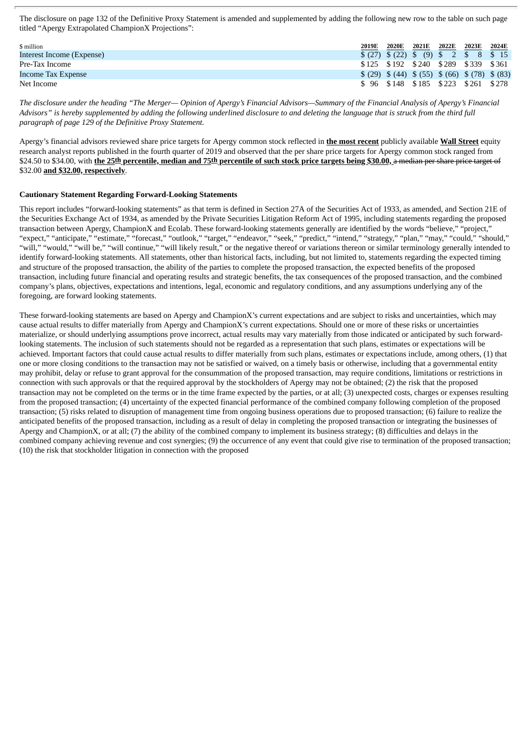The disclosure on page 132 of the Definitive Proxy Statement is amended and supplemented by adding the following new row to the table on such page titled "Apergy Extrapolated ChampionX Projections":

| $ million | 2019E | 2020E | 2021E | 2022E | 2023E | 2024E |
|---|---|---|---|---|---|---|
| Interest Income (Expense) | $ (27) | $ (22) | $ (9) | $ 2 | $ 8 | $ 15 |
| Pre-Tax Income | $ 125 | $ 192 | $ 240 | $ 289 | $ 339 | $ 361 |
| Income Tax Expense | $ (29) | $ (44) | $ (55) | $ (66) | $ (78) | $ (83) |
| Net Income | $ 96 | $ 148 | $ 185 | $ 223 | $ 261 | $ 278 |

*The disclosure under the heading "The Merger— Opinion of Apergy's Financial Advisors—Summary of the Financial Analysis of Apergy's Financial Advisors" is hereby supplemented by adding the following underlined disclosure to and deleting the language that is struck from the third full paragraph of page 129 of the Definitive Proxy Statement.*

Apergy's financial advisors reviewed share price targets for Apergy common stock reflected in **the most recent** publicly available **Wall Street** equity research analyst reports published in the fourth quarter of 2019 and observed that the per share price targets for Apergy common stock ranged from $24.50 to $34.00, with **the 25th percentile, median and 75th percentile of such stock price targets being $30.00,** ~~a median per share price target of~~ $32.00 **and $32.00, respectively**.

**Cautionary Statement Regarding Forward-Looking Statements**

This report includes "forward-looking statements" as that term is defined in Section 27A of the Securities Act of 1933, as amended, and Section 21E of the Securities Exchange Act of 1934, as amended by the Private Securities Litigation Reform Act of 1995, including statements regarding the proposed transaction between Apergy, ChampionX and Ecolab. These forward-looking statements generally are identified by the words "believe," "project," "expect," "anticipate," "estimate," "forecast," "outlook," "target," "endeavor," "seek," "predict," "intend," "strategy," "plan," "may," "could," "should," "will," "would," "will be," "will continue," "will likely result," or the negative thereof or variations thereon or similar terminology generally intended to identify forward-looking statements. All statements, other than historical facts, including, but not limited to, statements regarding the expected timing and structure of the proposed transaction, the ability of the parties to complete the proposed transaction, the expected benefits of the proposed transaction, including future financial and operating results and strategic benefits, the tax consequences of the proposed transaction, and the combined company's plans, objectives, expectations and intentions, legal, economic and regulatory conditions, and any assumptions underlying any of the foregoing, are forward looking statements.

These forward-looking statements are based on Apergy and ChampionX's current expectations and are subject to risks and uncertainties, which may cause actual results to differ materially from Apergy and ChampionX's current expectations. Should one or more of these risks or uncertainties materialize, or should underlying assumptions prove incorrect, actual results may vary materially from those indicated or anticipated by such forward-looking statements. The inclusion of such statements should not be regarded as a representation that such plans, estimates or expectations will be achieved. Important factors that could cause actual results to differ materially from such plans, estimates or expectations include, among others, (1) that one or more closing conditions to the transaction may not be satisfied or waived, on a timely basis or otherwise, including that a governmental entity may prohibit, delay or refuse to grant approval for the consummation of the proposed transaction, may require conditions, limitations or restrictions in connection with such approvals or that the required approval by the stockholders of Apergy may not be obtained; (2) the risk that the proposed transaction may not be completed on the terms or in the time frame expected by the parties, or at all; (3) unexpected costs, charges or expenses resulting from the proposed transaction; (4) uncertainty of the expected financial performance of the combined company following completion of the proposed transaction; (5) risks related to disruption of management time from ongoing business operations due to proposed transaction; (6) failure to realize the anticipated benefits of the proposed transaction, including as a result of delay in completing the proposed transaction or integrating the businesses of Apergy and ChampionX, or at all; (7) the ability of the combined company to implement its business strategy; (8) difficulties and delays in the combined company achieving revenue and cost synergies; (9) the occurrence of any event that could give rise to termination of the proposed transaction; (10) the risk that stockholder litigation in connection with the proposed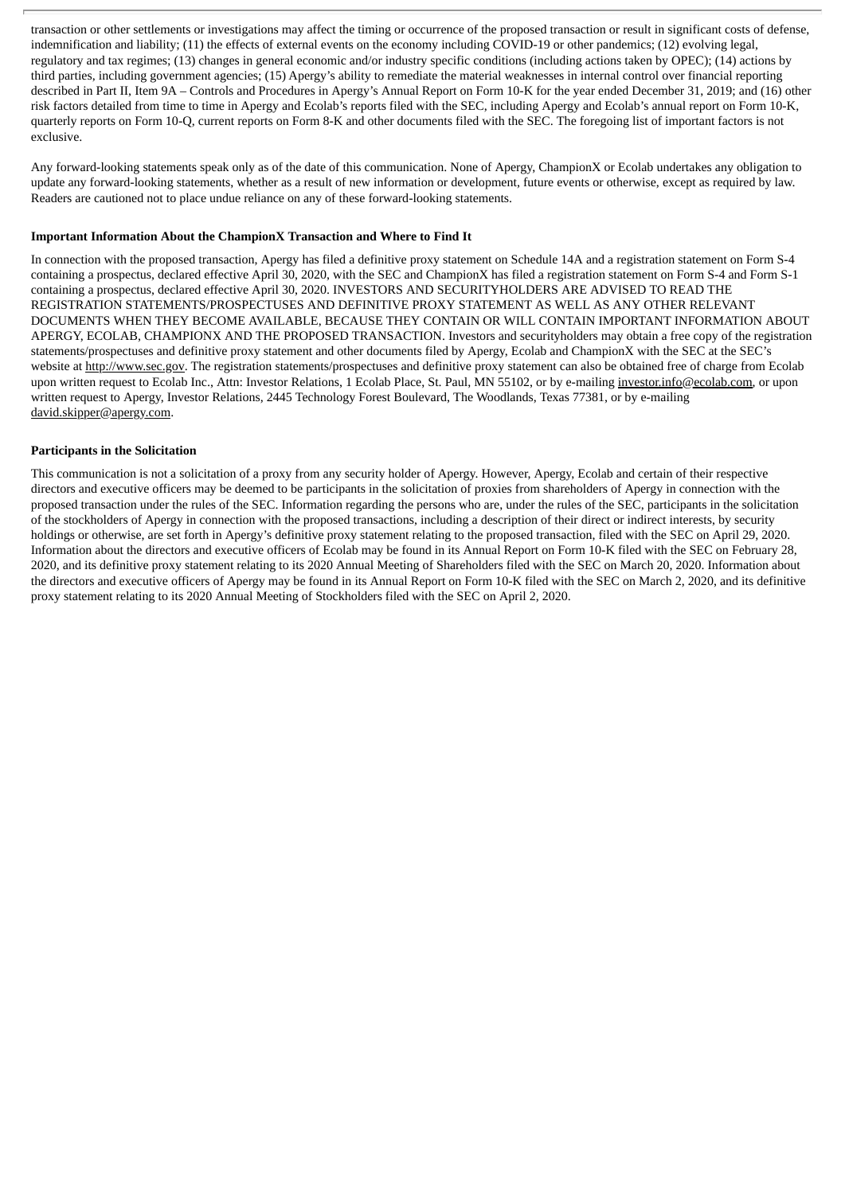transaction or other settlements or investigations may affect the timing or occurrence of the proposed transaction or result in significant costs of defense, indemnification and liability; (11) the effects of external events on the economy including COVID-19 or other pandemics; (12) evolving legal, regulatory and tax regimes; (13) changes in general economic and/or industry specific conditions (including actions taken by OPEC); (14) actions by third parties, including government agencies; (15) Apergy's ability to remediate the material weaknesses in internal control over financial reporting described in Part II, Item 9A – Controls and Procedures in Apergy's Annual Report on Form 10-K for the year ended December 31, 2019; and (16) other risk factors detailed from time to time in Apergy and Ecolab's reports filed with the SEC, including Apergy and Ecolab's annual report on Form 10-K, quarterly reports on Form 10-Q, current reports on Form 8-K and other documents filed with the SEC. The foregoing list of important factors is not exclusive.

Any forward-looking statements speak only as of the date of this communication. None of Apergy, ChampionX or Ecolab undertakes any obligation to update any forward-looking statements, whether as a result of new information or development, future events or otherwise, except as required by law. Readers are cautioned not to place undue reliance on any of these forward-looking statements.

**Important Information About the ChampionX Transaction and Where to Find It**

In connection with the proposed transaction, Apergy has filed a definitive proxy statement on Schedule 14A and a registration statement on Form S-4 containing a prospectus, declared effective April 30, 2020, with the SEC and ChampionX has filed a registration statement on Form S-4 and Form S-1 containing a prospectus, declared effective April 30, 2020. INVESTORS AND SECURITYHOLDERS ARE ADVISED TO READ THE REGISTRATION STATEMENTS/PROSPECTUSES AND DEFINITIVE PROXY STATEMENT AS WELL AS ANY OTHER RELEVANT DOCUMENTS WHEN THEY BECOME AVAILABLE, BECAUSE THEY CONTAIN OR WILL CONTAIN IMPORTANT INFORMATION ABOUT APERGY, ECOLAB, CHAMPIONX AND THE PROPOSED TRANSACTION. Investors and securityholders may obtain a free copy of the registration statements/prospectuses and definitive proxy statement and other documents filed by Apergy, Ecolab and ChampionX with the SEC at the SEC's website at http://www.sec.gov. The registration statements/prospectuses and definitive proxy statement can also be obtained free of charge from Ecolab upon written request to Ecolab Inc., Attn: Investor Relations, 1 Ecolab Place, St. Paul, MN 55102, or by e-mailing investor.info@ecolab.com, or upon written request to Apergy, Investor Relations, 2445 Technology Forest Boulevard, The Woodlands, Texas 77381, or by e-mailing david.skipper@apergy.com.

**Participants in the Solicitation**

This communication is not a solicitation of a proxy from any security holder of Apergy. However, Apergy, Ecolab and certain of their respective directors and executive officers may be deemed to be participants in the solicitation of proxies from shareholders of Apergy in connection with the proposed transaction under the rules of the SEC. Information regarding the persons who are, under the rules of the SEC, participants in the solicitation of the stockholders of Apergy in connection with the proposed transactions, including a description of their direct or indirect interests, by security holdings or otherwise, are set forth in Apergy's definitive proxy statement relating to the proposed transaction, filed with the SEC on April 29, 2020. Information about the directors and executive officers of Ecolab may be found in its Annual Report on Form 10-K filed with the SEC on February 28, 2020, and its definitive proxy statement relating to its 2020 Annual Meeting of Shareholders filed with the SEC on March 20, 2020. Information about the directors and executive officers of Apergy may be found in its Annual Report on Form 10-K filed with the SEC on March 2, 2020, and its definitive proxy statement relating to its 2020 Annual Meeting of Stockholders filed with the SEC on April 2, 2020.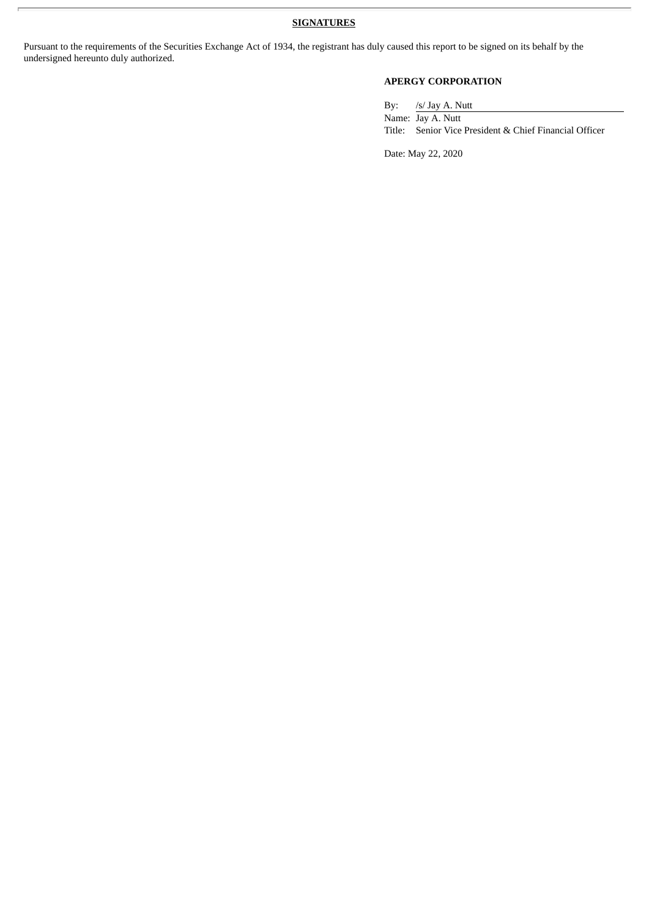**SIGNATURES**

Pursuant to the requirements of the Securities Exchange Act of 1934, the registrant has duly caused this report to be signed on its behalf by the undersigned hereunto duly authorized.

**APERGY CORPORATION**

By: /s/ Jay A. Nutt

Name: Jay A. Nutt

Title: Senior Vice President & Chief Financial Officer

Date: May 22, 2020